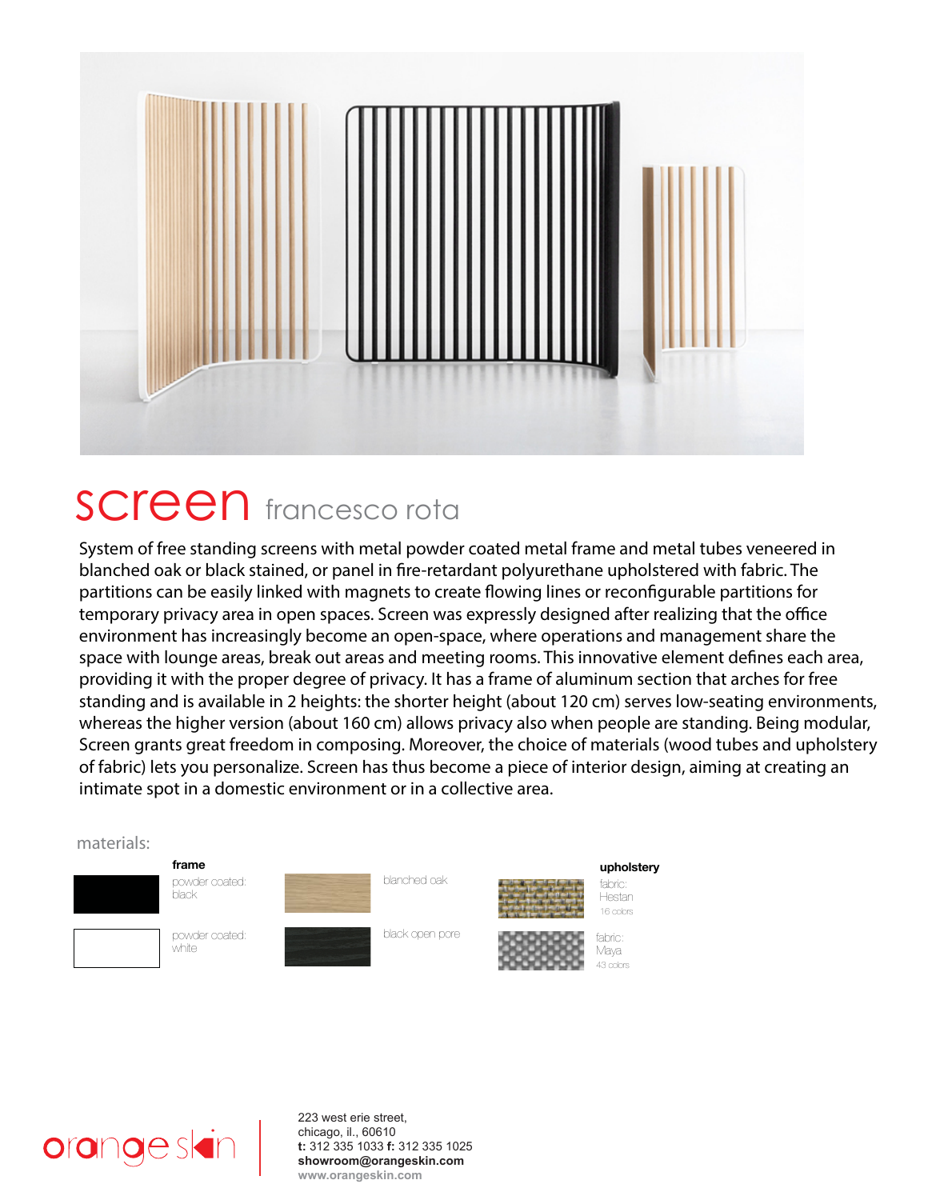# screen francesco rota

System of free standing screens with metal powder coated metal frame and metal tubes veneered in blanched oak or black stained, or panel in fire-retardant polyurethane upholstered with fabric. The partitions can be easily linked with magnets to create flowing lines or reconfigurable partitions for temporary privacy area in open spaces. Screen was expressly designed after realizing that the office environment has increasingly become an open-space, where operations and management share the space with lounge areas, break out areas and meeting rooms. This innovative element defines each area, providing it with the proper degree of privacy. It has a frame of aluminum section that arches for free standing and is available in 2 heights: the shorter height (about 120 cm) serves low-seating environments, whereas the higher version (about 160 cm) allows privacy also when people are standing. Being modular, Screen grants great freedom in composing. Moreover, the choice of materials (wood tubes and upholstery of fabric) lets you personalize. Screen has thus become a piece of interior design, aiming at creating an intimate spot in a domestic environment or in a collective area.

materials:

**frame**

powder coated: black

powder coated: white

blanched oak

black open pore

**upholstery**

fabric: Hestan
16 colors

fabric: Maya
43 colors

orange skin

223 west erie street,
chicago, il., 60610
**t:** 312 335 1033 **f:** 312 335 1025
**showroom@orangeskin.com**
**www.orangeskin.com**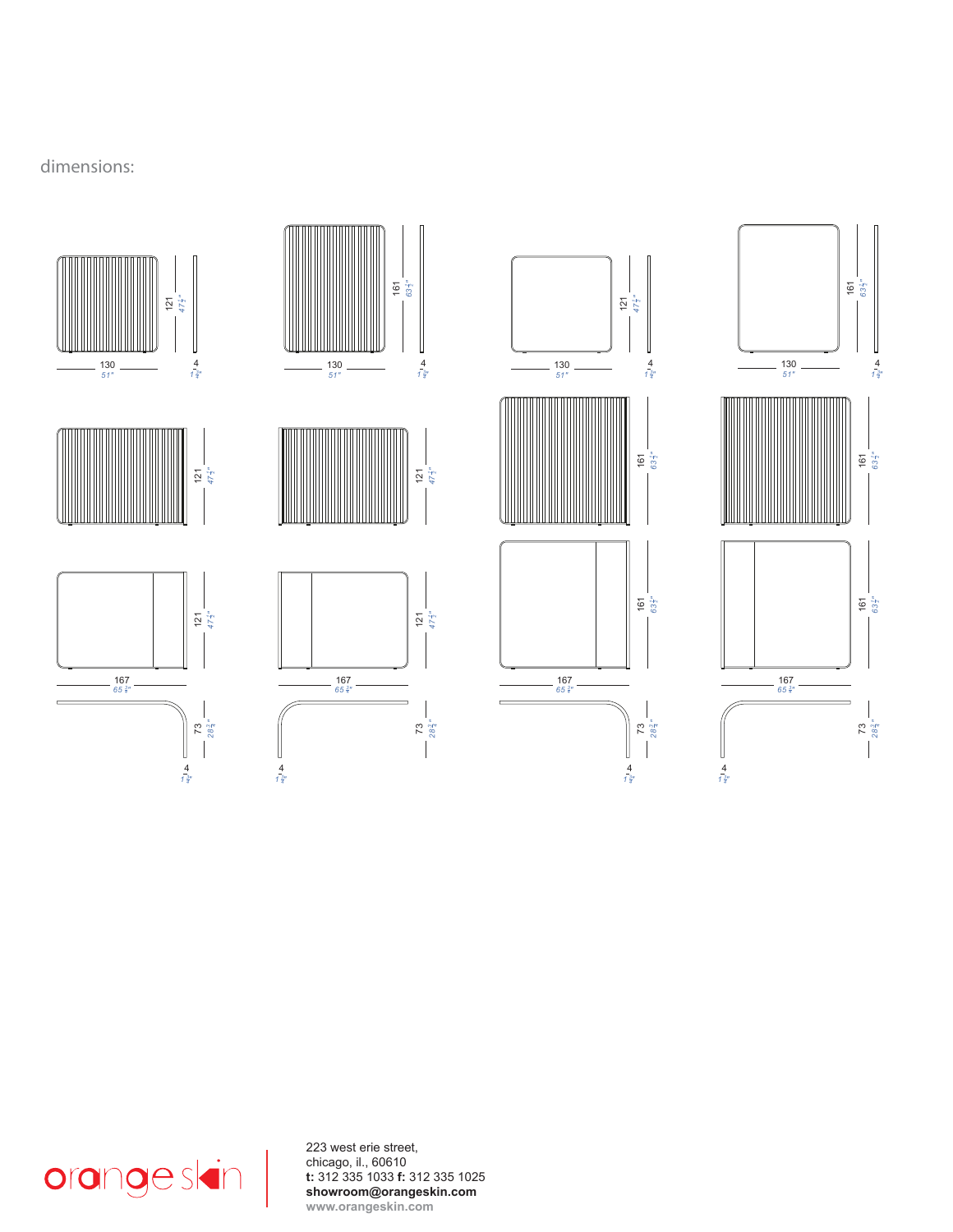dimensions:

130
51"
121
47 1/2"
4
1 1/2"

130
51"
161
63 1/2"
4
1 1/2"

130
51"
121
47 1/2"
4
1 1/2"

130
51"
161
63 1/2"
4
1 1/2"

121
47 1/2"

121
47 1/2"

161
63 1/2"

161
63 1/2"

121
47 1/2"
167
65 3/4"
73
28 3/4"
4
1 1/2"

121
47 1/2"
167
65 3/4"
73
28 3/4"
4
1 1/2"

161
63 1/2"
167
65 3/4"
73
28 3/4"
4
1 1/2"

161
63 1/2"
167
65 3/4"
73
28 3/4"
4
1 1/2"

orange skin

223 west erie street,
chicago, il., 60610
**t:** 312 335 1033 **f:** 312 335 1025
**showroom@orangeskin.com**
**www.orangeskin.com**